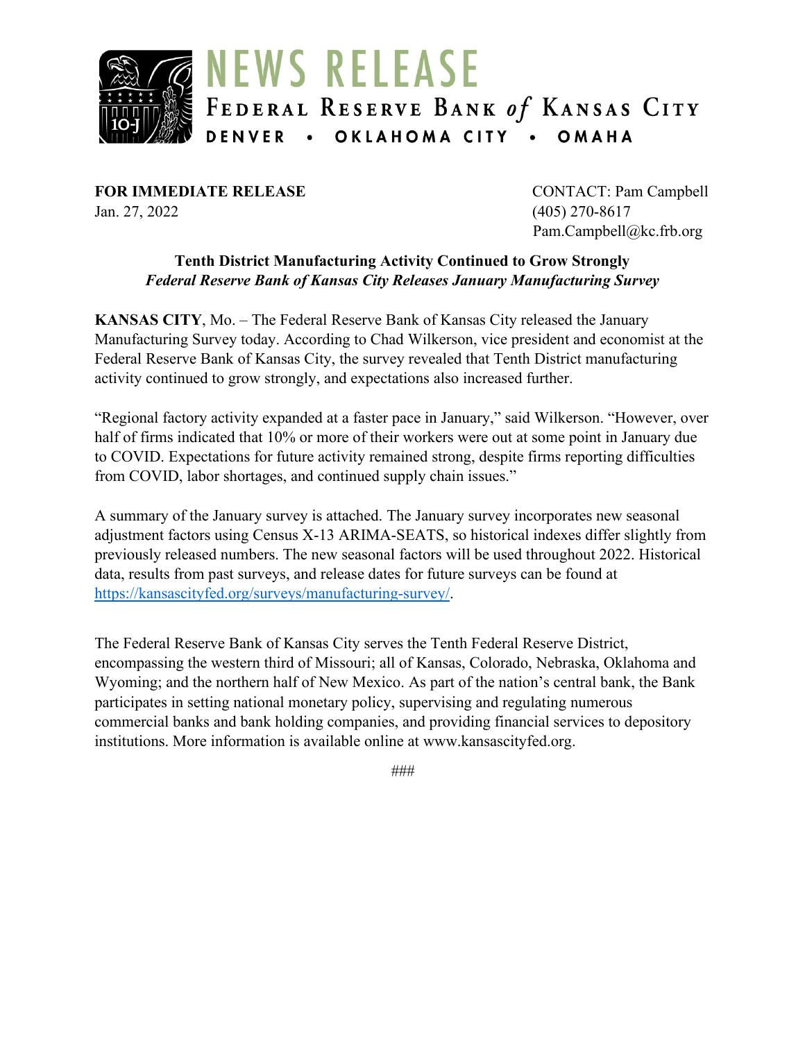# NEWS RELEASE

FEDERAL RESERVE BANK *of* KANSAS CITY

DENVER • OKLAHOMA CITY • OMAHA

**FOR IMMEDIATE RELEASE**
Jan. 27, 2022

CONTACT: Pam Campbell
(405) 270-8617
Pam.Campbell@kc.frb.org

## Tenth District Manufacturing Activity Continued to Grow Strongly

***Federal Reserve Bank of Kansas City Releases January Manufacturing Survey***

**KANSAS CITY**, Mo. – The Federal Reserve Bank of Kansas City released the January Manufacturing Survey today. According to Chad Wilkerson, vice president and economist at the Federal Reserve Bank of Kansas City, the survey revealed that Tenth District manufacturing activity continued to grow strongly, and expectations also increased further.

"Regional factory activity expanded at a faster pace in January," said Wilkerson. "However, over half of firms indicated that 10% or more of their workers were out at some point in January due to COVID. Expectations for future activity remained strong, despite firms reporting difficulties from COVID, labor shortages, and continued supply chain issues."

A summary of the January survey is attached. The January survey incorporates new seasonal adjustment factors using Census X-13 ARIMA-SEATS, so historical indexes differ slightly from previously released numbers. The new seasonal factors will be used throughout 2022. Historical data, results from past surveys, and release dates for future surveys can be found at https://kansascityfed.org/surveys/manufacturing-survey/.

The Federal Reserve Bank of Kansas City serves the Tenth Federal Reserve District, encompassing the western third of Missouri; all of Kansas, Colorado, Nebraska, Oklahoma and Wyoming; and the northern half of New Mexico. As part of the nation's central bank, the Bank participates in setting national monetary policy, supervising and regulating numerous commercial banks and bank holding companies, and providing financial services to depository institutions. More information is available online at www.kansascityfed.org.

###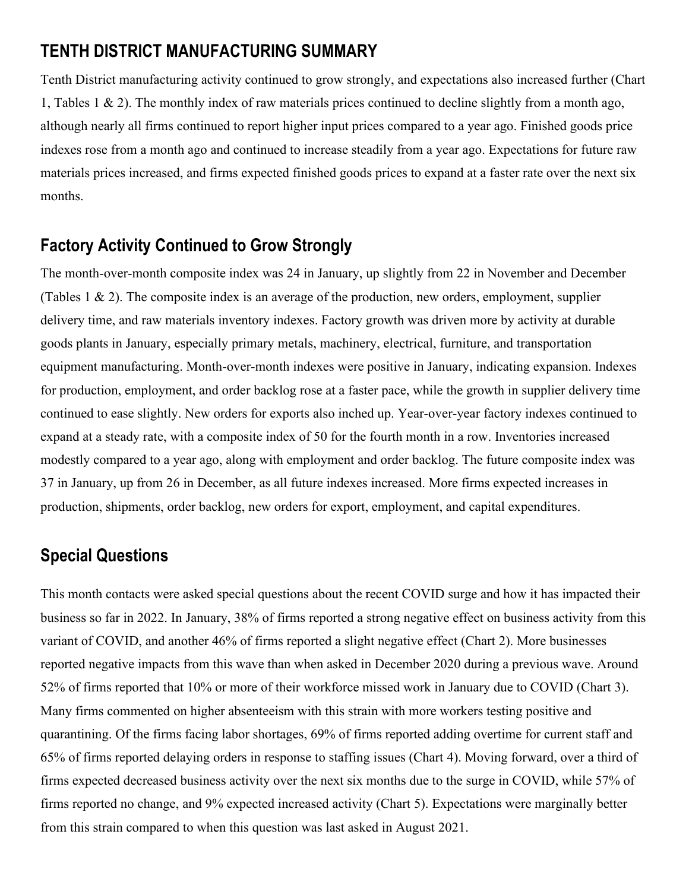## TENTH DISTRICT MANUFACTURING SUMMARY

Tenth District manufacturing activity continued to grow strongly, and expectations also increased further (Chart 1, Tables 1 & 2). The monthly index of raw materials prices continued to decline slightly from a month ago, although nearly all firms continued to report higher input prices compared to a year ago. Finished goods price indexes rose from a month ago and continued to increase steadily from a year ago. Expectations for future raw materials prices increased, and firms expected finished goods prices to expand at a faster rate over the next six months.

## Factory Activity Continued to Grow Strongly

The month-over-month composite index was 24 in January, up slightly from 22 in November and December (Tables 1 & 2). The composite index is an average of the production, new orders, employment, supplier delivery time, and raw materials inventory indexes. Factory growth was driven more by activity at durable goods plants in January, especially primary metals, machinery, electrical, furniture, and transportation equipment manufacturing. Month-over-month indexes were positive in January, indicating expansion. Indexes for production, employment, and order backlog rose at a faster pace, while the growth in supplier delivery time continued to ease slightly. New orders for exports also inched up. Year-over-year factory indexes continued to expand at a steady rate, with a composite index of 50 for the fourth month in a row. Inventories increased modestly compared to a year ago, along with employment and order backlog. The future composite index was 37 in January, up from 26 in December, as all future indexes increased. More firms expected increases in production, shipments, order backlog, new orders for export, employment, and capital expenditures.

## Special Questions

This month contacts were asked special questions about the recent COVID surge and how it has impacted their business so far in 2022. In January, 38% of firms reported a strong negative effect on business activity from this variant of COVID, and another 46% of firms reported a slight negative effect (Chart 2). More businesses reported negative impacts from this wave than when asked in December 2020 during a previous wave. Around 52% of firms reported that 10% or more of their workforce missed work in January due to COVID (Chart 3). Many firms commented on higher absenteeism with this strain with more workers testing positive and quarantining. Of the firms facing labor shortages, 69% of firms reported adding overtime for current staff and 65% of firms reported delaying orders in response to staffing issues (Chart 4). Moving forward, over a third of firms expected decreased business activity over the next six months due to the surge in COVID, while 57% of firms reported no change, and 9% expected increased activity (Chart 5). Expectations were marginally better from this strain compared to when this question was last asked in August 2021.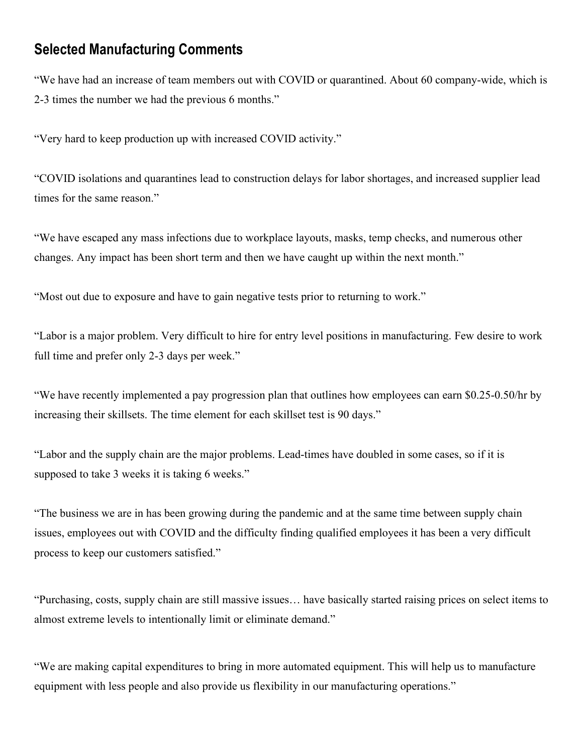## Selected Manufacturing Comments

“We have had an increase of team members out with COVID or quarantined. About 60 company-wide, which is 2-3 times the number we had the previous 6 months.”

“Very hard to keep production up with increased COVID activity.”

“COVID isolations and quarantines lead to construction delays for labor shortages, and increased supplier lead times for the same reason.”

“We have escaped any mass infections due to workplace layouts, masks, temp checks, and numerous other changes. Any impact has been short term and then we have caught up within the next month.”

“Most out due to exposure and have to gain negative tests prior to returning to work.”

“Labor is a major problem. Very difficult to hire for entry level positions in manufacturing. Few desire to work full time and prefer only 2-3 days per week.”

“We have recently implemented a pay progression plan that outlines how employees can earn $0.25-0.50/hr by increasing their skillsets. The time element for each skillset test is 90 days.”

“Labor and the supply chain are the major problems. Lead-times have doubled in some cases, so if it is supposed to take 3 weeks it is taking 6 weeks.”

“The business we are in has been growing during the pandemic and at the same time between supply chain issues, employees out with COVID and the difficulty finding qualified employees it has been a very difficult process to keep our customers satisfied.”

“Purchasing, costs, supply chain are still massive issues… have basically started raising prices on select items to almost extreme levels to intentionally limit or eliminate demand.”

“We are making capital expenditures to bring in more automated equipment. This will help us to manufacture equipment with less people and also provide us flexibility in our manufacturing operations.”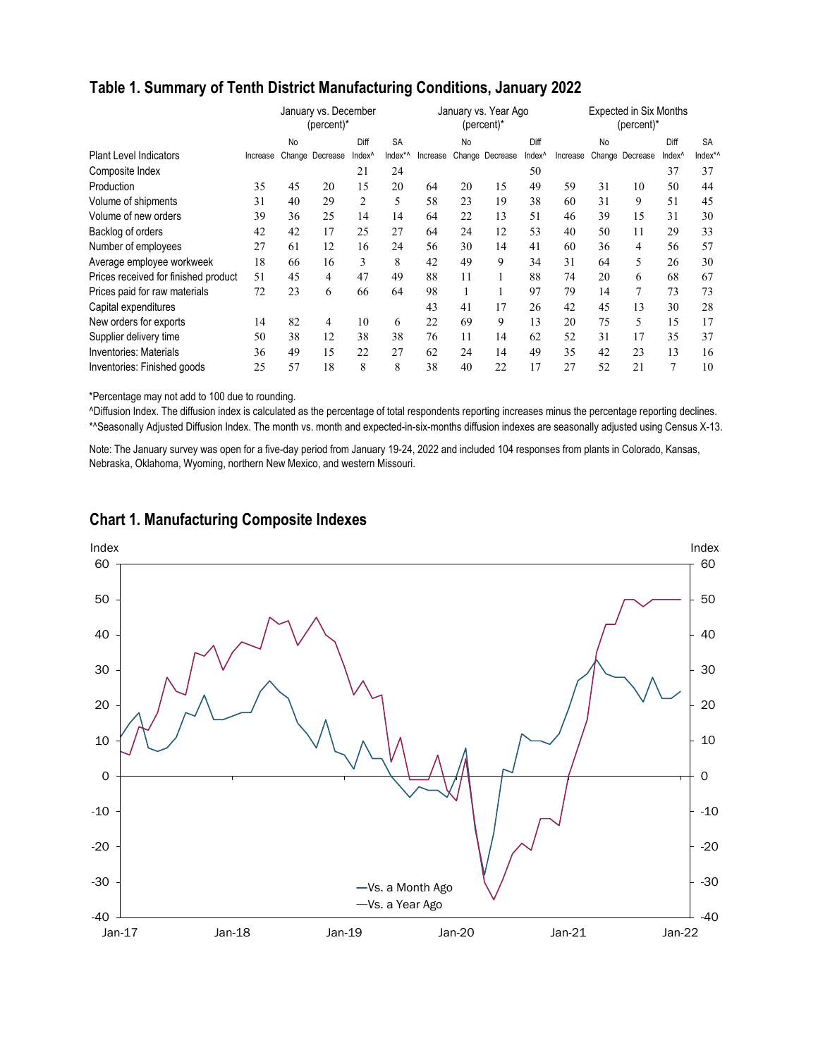## Table 1. Summary of Tenth District Manufacturing Conditions, January 2022

| Plant Level Indicators | January vs. December (percent)* Increase | No Change | Decrease | Diff Index^ | SA Index*^ | January vs. Year Ago (percent)* Increase | No Change | Decrease | Diff Index^ | Expected in Six Months (percent)* Increase | No Change | Decrease | Diff Index^ | SA Index*^ |
|---|---|---|---|---|---|---|---|---|---|---|---|---|---|---|
| Composite Index | | | | 21 | 24 | | | | 50 | | | | 37 | 37 |
| Production | 35 | 45 | 20 | 15 | 20 | 64 | 20 | 15 | 49 | 59 | 31 | 10 | 50 | 44 |
| Volume of shipments | 31 | 40 | 29 | 2 | 5 | 58 | 23 | 19 | 38 | 60 | 31 | 9 | 51 | 45 |
| Volume of new orders | 39 | 36 | 25 | 14 | 14 | 64 | 22 | 13 | 51 | 46 | 39 | 15 | 31 | 30 |
| Backlog of orders | 42 | 42 | 17 | 25 | 27 | 64 | 24 | 12 | 53 | 40 | 50 | 11 | 29 | 33 |
| Number of employees | 27 | 61 | 12 | 16 | 24 | 56 | 30 | 14 | 41 | 60 | 36 | 4 | 56 | 57 |
| Average employee workweek | 18 | 66 | 16 | 3 | 8 | 42 | 49 | 9 | 34 | 31 | 64 | 5 | 26 | 30 |
| Prices received for finished product | 51 | 45 | 4 | 47 | 49 | 88 | 11 | 1 | 88 | 74 | 20 | 6 | 68 | 67 |
| Prices paid for raw materials | 72 | 23 | 6 | 66 | 64 | 98 | 1 | 1 | 97 | 79 | 14 | 7 | 73 | 73 |
| Capital expenditures | | | | | | 43 | 41 | 17 | 26 | 42 | 45 | 13 | 30 | 28 |
| New orders for exports | 14 | 82 | 4 | 10 | 6 | 22 | 69 | 9 | 13 | 20 | 75 | 5 | 15 | 17 |
| Supplier delivery time | 50 | 38 | 12 | 38 | 38 | 76 | 11 | 14 | 62 | 52 | 31 | 17 | 35 | 37 |
| Inventories: Materials | 36 | 49 | 15 | 22 | 27 | 62 | 24 | 14 | 49 | 35 | 42 | 23 | 13 | 16 |
| Inventories: Finished goods | 25 | 57 | 18 | 8 | 8 | 38 | 40 | 22 | 17 | 27 | 52 | 21 | 7 | 10 |

*Percentage may not add to 100 due to rounding.

^Diffusion Index. The diffusion index is calculated as the percentage of total respondents reporting increases minus the percentage reporting declines.

*^Seasonally Adjusted Diffusion Index. The month vs. month and expected-in-six-months diffusion indexes are seasonally adjusted using Census X-13.

Note: The January survey was open for a five-day period from January 19-24, 2022 and included 104 responses from plants in Colorado, Kansas, Nebraska, Oklahoma, Wyoming, northern New Mexico, and western Missouri.

## Chart 1. Manufacturing Composite Indexes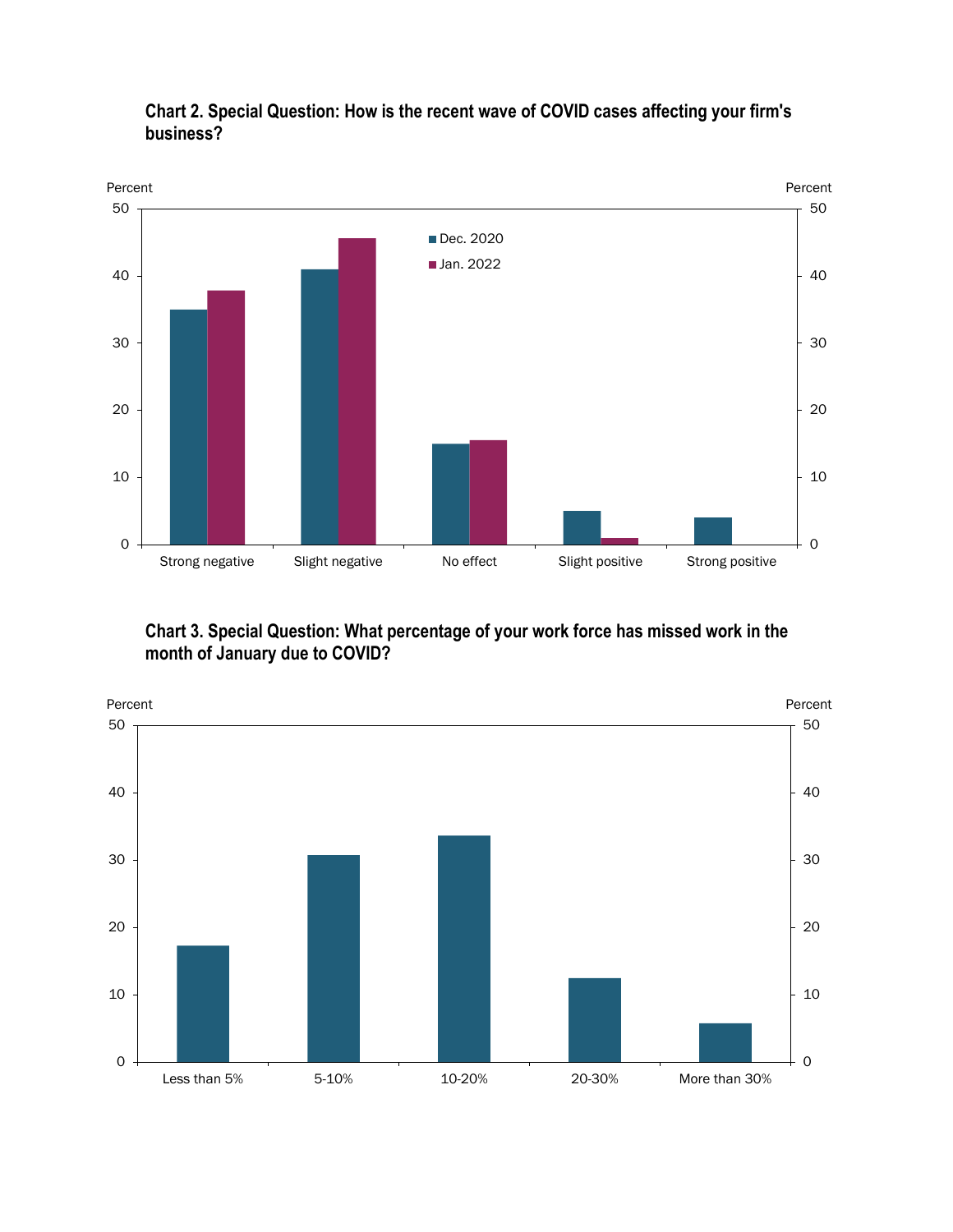**Chart 2. Special Question: How is the recent wave of COVID cases affecting your firm's business?**

Percent

| | Dec. 2020 | Jan. 2022 |
|---|---|---|
| Strong negative | 35 | 38 |
| Slight negative | 41 | 46 |
| No effect | 15 | 16 |
| Slight positive | 5 | 1 |
| Strong positive | 4 | 0 |

**Chart 3. Special Question: What percentage of your work force has missed work in the month of January due to COVID?**

Percent

| | Percent |
|---|---|
| Less than 5% | 17 |
| 5-10% | 31 |
| 10-20% | 34 |
| 20-30% | 12 |
| More than 30% | 6 |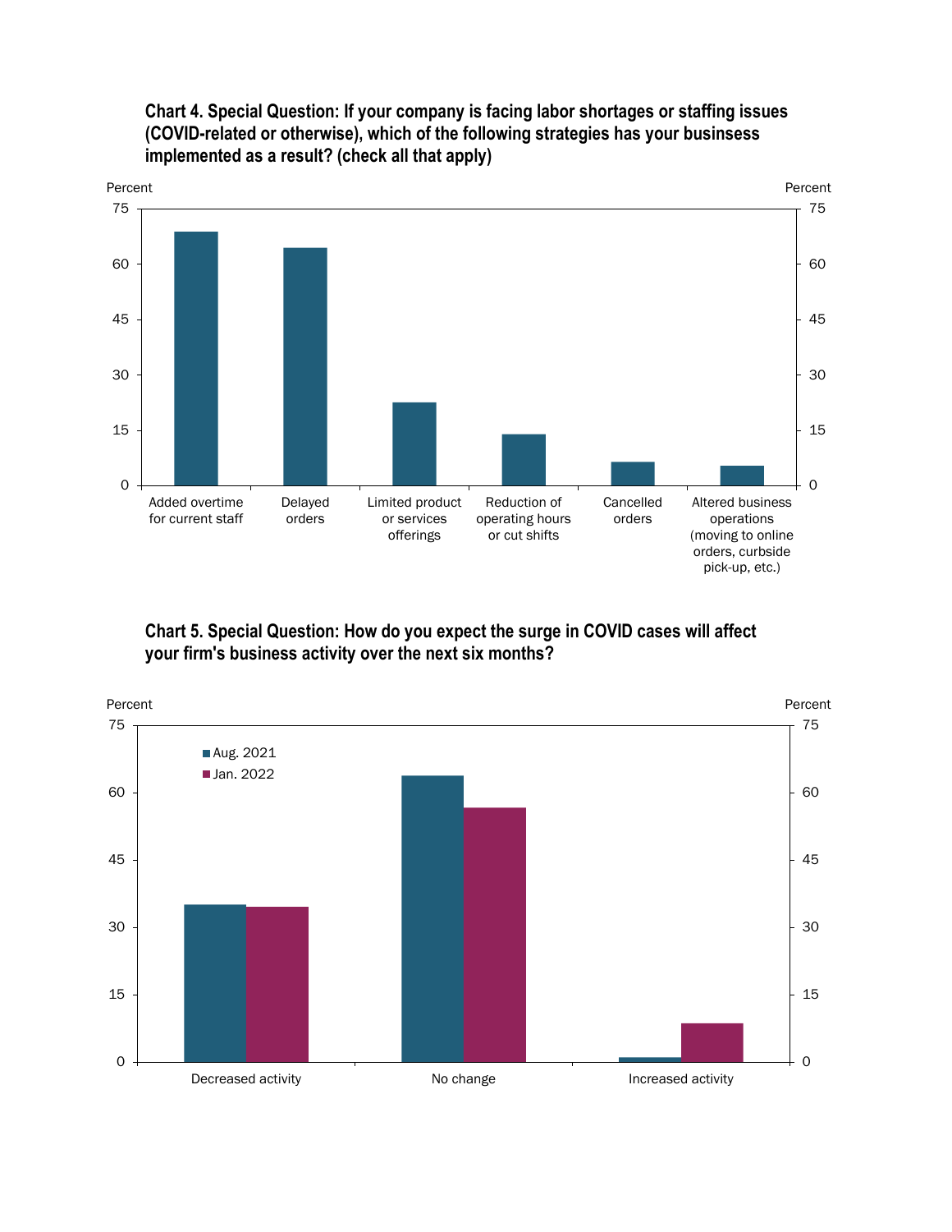**Chart 4. Special Question: If your company is facing labor shortages or staffing issues (COVID-related or otherwise), which of the following strategies has your businesss implemented as a result? (check all that apply)**

Percent

75
60
45
30
15
0

Added overtime for current staff

Delayed orders

Limited product or services offerings

Reduction of operating hours or cut shifts

Cancelled orders

Altered business operations (moving to online orders, curbside pick-up, etc.)

**Chart 5. Special Question: How do you expect the surge in COVID cases will affect your firm's business activity over the next six months?**

Percent

75
60
45
30
15
0

Aug. 2021

Jan. 2022

Decreased activity

No change

Increased activity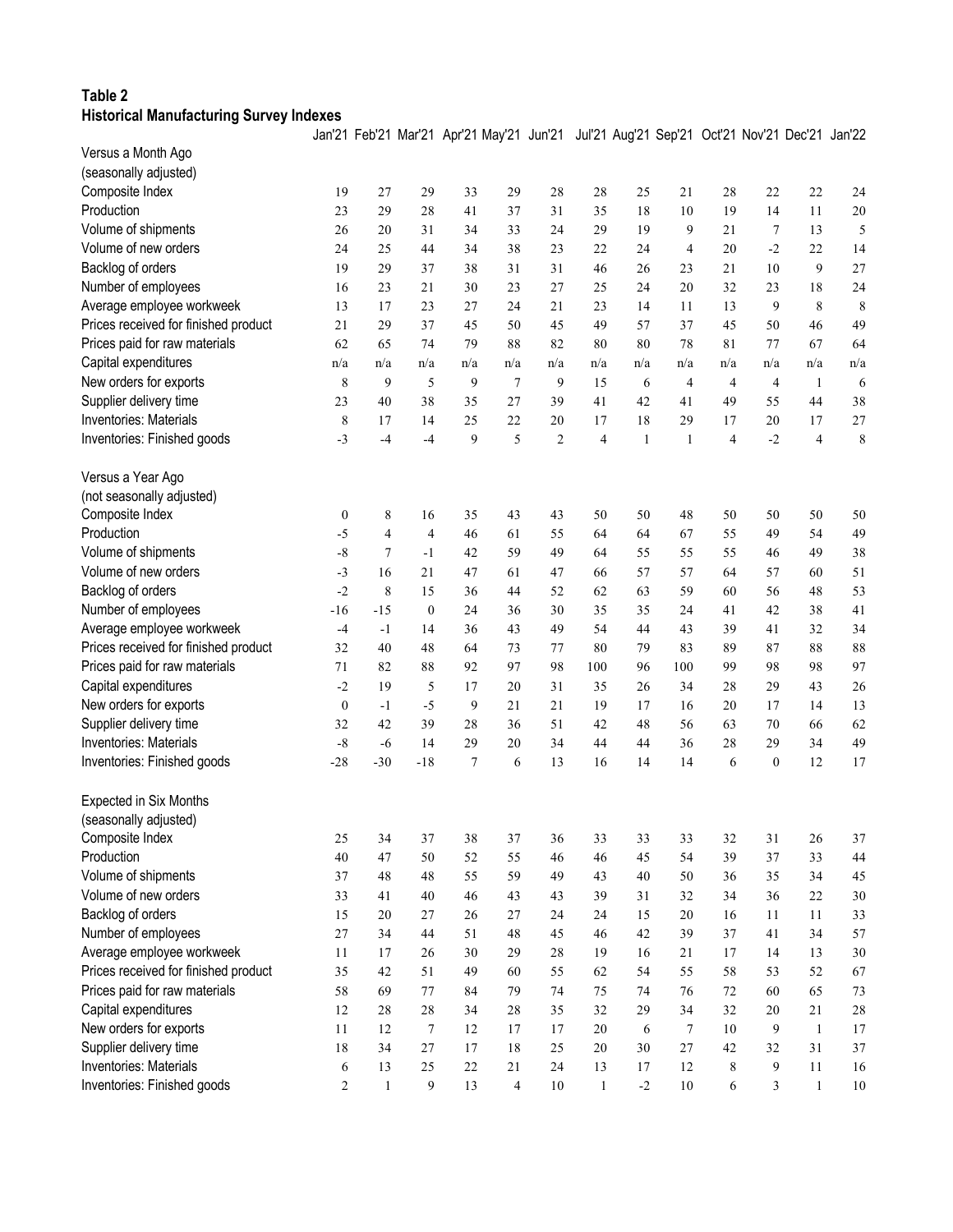**Table 2**
**Historical Manufacturing Survey Indexes**

| | Jan'21 | Feb'21 | Mar'21 | Apr'21 | May'21 | Jun'21 | Jul'21 | Aug'21 | Sep'21 | Oct'21 | Nov'21 | Dec'21 | Jan'22 |
|---|---|---|---|---|---|---|---|---|---|---|---|---|---|
| Versus a Month Ago | | | | | | | | | | | | | |
| (seasonally adjusted) | | | | | | | | | | | | | |
| Composite Index | 19 | 27 | 29 | 33 | 29 | 28 | 28 | 25 | 21 | 28 | 22 | 22 | 24 |
| Production | 23 | 29 | 28 | 41 | 37 | 31 | 35 | 18 | 10 | 19 | 14 | 11 | 20 |
| Volume of shipments | 26 | 20 | 31 | 34 | 33 | 24 | 29 | 19 | 9 | 21 | 7 | 13 | 5 |
| Volume of new orders | 24 | 25 | 44 | 34 | 38 | 23 | 22 | 24 | 4 | 20 | -2 | 22 | 14 |
| Backlog of orders | 19 | 29 | 37 | 38 | 31 | 31 | 46 | 26 | 23 | 21 | 10 | 9 | 27 |
| Number of employees | 16 | 23 | 21 | 30 | 23 | 27 | 25 | 24 | 20 | 32 | 23 | 18 | 24 |
| Average employee workweek | 13 | 17 | 23 | 27 | 24 | 21 | 23 | 14 | 11 | 13 | 9 | 8 | 8 |
| Prices received for finished product | 21 | 29 | 37 | 45 | 50 | 45 | 49 | 57 | 37 | 45 | 50 | 46 | 49 |
| Prices paid for raw materials | 62 | 65 | 74 | 79 | 88 | 82 | 80 | 80 | 78 | 81 | 77 | 67 | 64 |
| Capital expenditures | n/a | n/a | n/a | n/a | n/a | n/a | n/a | n/a | n/a | n/a | n/a | n/a | n/a |
| New orders for exports | 8 | 9 | 5 | 9 | 7 | 9 | 15 | 6 | 4 | 4 | 4 | 1 | 6 |
| Supplier delivery time | 23 | 40 | 38 | 35 | 27 | 39 | 41 | 42 | 41 | 49 | 55 | 44 | 38 |
| Inventories: Materials | 8 | 17 | 14 | 25 | 22 | 20 | 17 | 18 | 29 | 17 | 20 | 17 | 27 |
| Inventories: Finished goods | -3 | -4 | -4 | 9 | 5 | 2 | 4 | 1 | 1 | 4 | -2 | 4 | 8 |
| Versus a Year Ago | | | | | | | | | | | | | |
| (not seasonally adjusted) | | | | | | | | | | | | | |
| Composite Index | 0 | 8 | 16 | 35 | 43 | 43 | 50 | 50 | 48 | 50 | 50 | 50 | 50 |
| Production | -5 | 4 | 4 | 46 | 61 | 55 | 64 | 64 | 67 | 55 | 49 | 54 | 49 |
| Volume of shipments | -8 | 7 | -1 | 42 | 59 | 49 | 64 | 55 | 55 | 55 | 46 | 49 | 38 |
| Volume of new orders | -3 | 16 | 21 | 47 | 61 | 47 | 66 | 57 | 57 | 64 | 57 | 60 | 51 |
| Backlog of orders | -2 | 8 | 15 | 36 | 44 | 52 | 62 | 63 | 59 | 60 | 56 | 48 | 53 |
| Number of employees | -16 | -15 | 0 | 24 | 36 | 30 | 35 | 35 | 24 | 41 | 42 | 38 | 41 |
| Average employee workweek | -4 | -1 | 14 | 36 | 43 | 49 | 54 | 44 | 43 | 39 | 41 | 32 | 34 |
| Prices received for finished product | 32 | 40 | 48 | 64 | 73 | 77 | 80 | 79 | 83 | 89 | 87 | 88 | 88 |
| Prices paid for raw materials | 71 | 82 | 88 | 92 | 97 | 98 | 100 | 96 | 100 | 99 | 98 | 98 | 97 |
| Capital expenditures | -2 | 19 | 5 | 17 | 20 | 31 | 35 | 26 | 34 | 28 | 29 | 43 | 26 |
| New orders for exports | 0 | -1 | -5 | 9 | 21 | 21 | 19 | 17 | 16 | 20 | 17 | 14 | 13 |
| Supplier delivery time | 32 | 42 | 39 | 28 | 36 | 51 | 42 | 48 | 56 | 63 | 70 | 66 | 62 |
| Inventories: Materials | -8 | -6 | 14 | 29 | 20 | 34 | 44 | 44 | 36 | 28 | 29 | 34 | 49 |
| Inventories: Finished goods | -28 | -30 | -18 | 7 | 6 | 13 | 16 | 14 | 14 | 6 | 0 | 12 | 17 |
| Expected in Six Months | | | | | | | | | | | | | |
| (seasonally adjusted) | | | | | | | | | | | | | |
| Composite Index | 25 | 34 | 37 | 38 | 37 | 36 | 33 | 33 | 33 | 32 | 31 | 26 | 37 |
| Production | 40 | 47 | 50 | 52 | 55 | 46 | 46 | 45 | 54 | 39 | 37 | 33 | 44 |
| Volume of shipments | 37 | 48 | 48 | 55 | 59 | 49 | 43 | 40 | 50 | 36 | 35 | 34 | 45 |
| Volume of new orders | 33 | 41 | 40 | 46 | 43 | 43 | 39 | 31 | 32 | 34 | 36 | 22 | 30 |
| Backlog of orders | 15 | 20 | 27 | 26 | 27 | 24 | 24 | 15 | 20 | 16 | 11 | 11 | 33 |
| Number of employees | 27 | 34 | 44 | 51 | 48 | 45 | 46 | 42 | 39 | 37 | 41 | 34 | 57 |
| Average employee workweek | 11 | 17 | 26 | 30 | 29 | 28 | 19 | 16 | 21 | 17 | 14 | 13 | 30 |
| Prices received for finished product | 35 | 42 | 51 | 49 | 60 | 55 | 62 | 54 | 55 | 58 | 53 | 52 | 67 |
| Prices paid for raw materials | 58 | 69 | 77 | 84 | 79 | 74 | 75 | 74 | 76 | 72 | 60 | 65 | 73 |
| Capital expenditures | 12 | 28 | 28 | 34 | 28 | 35 | 32 | 29 | 34 | 32 | 20 | 21 | 28 |
| New orders for exports | 11 | 12 | 7 | 12 | 17 | 17 | 20 | 6 | 7 | 10 | 9 | 1 | 17 |
| Supplier delivery time | 18 | 34 | 27 | 17 | 18 | 25 | 20 | 30 | 27 | 42 | 32 | 31 | 37 |
| Inventories: Materials | 6 | 13 | 25 | 22 | 21 | 24 | 13 | 17 | 12 | 8 | 9 | 11 | 16 |
| Inventories: Finished goods | 2 | 1 | 9 | 13 | 4 | 10 | 1 | -2 | 10 | 6 | 3 | 1 | 10 |